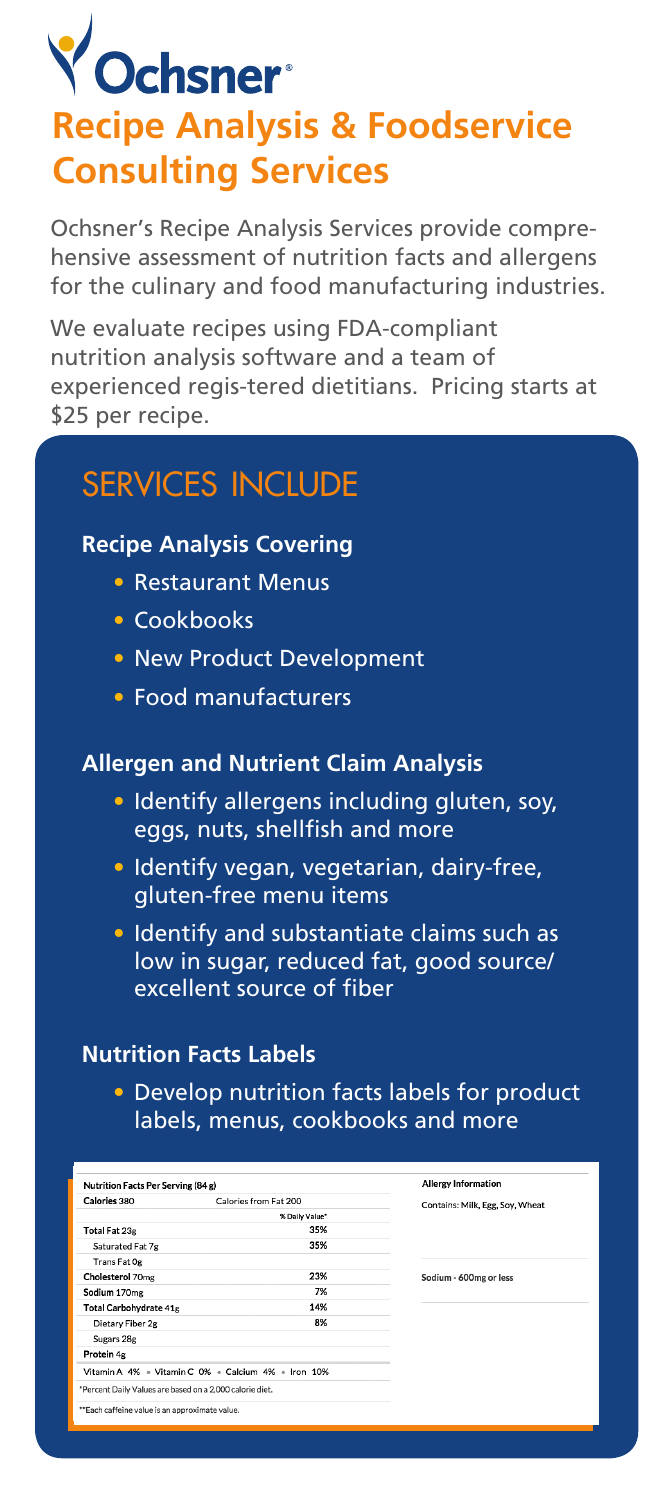# Ochsner

## Recipe Analysis & Foodservice Consulting Services

Ochsner's Recipe Analysis Services provide comprehensive assessment of nutrition facts and allergens for the culinary and food manufacturing industries.

We evaluate recipes using FDA-compliant nutrition analysis software and a team of experienced regis-tered dietitians. Pricing starts at $25 per recipe.

## SERVICES INCLUDE

### Recipe Analysis Covering

- Restaurant Menus
- Cookbooks
- New Product Development
- Food manufacturers

### Allergen and Nutrient Claim Analysis

- Identify allergens including gluten, soy, eggs, nuts, shellfish and more
- Identify vegan, vegetarian, dairy-free, gluten-free menu items
- Identify and substantiate claims such as low in sugar, reduced fat, good source/ excellent source of fiber

### Nutrition Facts Labels

- Develop nutrition facts labels for product labels, menus, cookbooks and more

| Nutrition Facts Per Serving (84 g) | | |
|---|---|---|
| Calories 380 | Calories from Fat 200 | |
| | | % Daily Value* |
| Total Fat 23g | | 35% |
| Saturated Fat 7g | | 35% |
| Trans Fat 0g | | |
| Cholesterol 70mg | | 23% |
| Sodium 170mg | | 7% |
| Total Carbohydrate 41g | | 14% |
| Dietary Fiber 2g | | 8% |
| Sugars 28g | | |
| Protein 4g | | |
| Vitamin A 4% • Vitamin C 0% • Calcium 4% • Iron 10% | | |

*Percent Daily Values are based on a 2,000 calorie diet.

**Each caffeine value is an approximate value.

**Allergy Information**

Contains: Milk, Egg, Soy, Wheat

Sodium - 600mg or less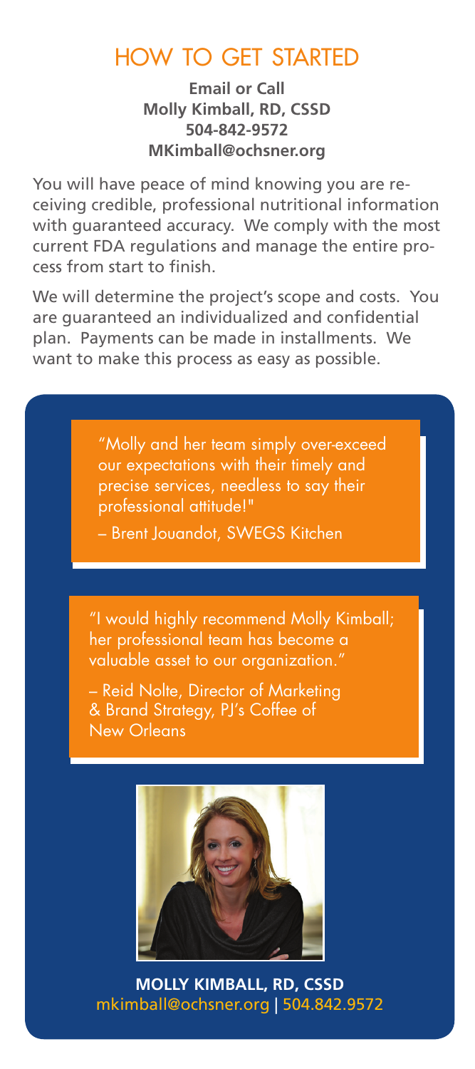## HOW TO GET STARTED

**Email or Call**
**Molly Kimball, RD, CSSD**
**504-842-9572**
**MKimball@ochsner.org**

You will have peace of mind knowing you are receiving credible, professional nutritional information with guaranteed accuracy. We comply with the most current FDA regulations and manage the entire process from start to finish.

We will determine the project's scope and costs. You are guaranteed an individualized and confidential plan. Payments can be made in installments. We want to make this process as easy as possible.

"Molly and her team simply over-exceed our expectations with their timely and precise services, needless to say their professional attitude!"

– Brent Jouandot, SWEGS Kitchen

"I would highly recommend Molly Kimball; her professional team has become a valuable asset to our organization."

– Reid Nolte, Director of Marketing & Brand Strategy, PJ's Coffee of New Orleans

**MOLLY KIMBALL, RD, CSSD**
mkimball@ochsner.org | 504.842.9572